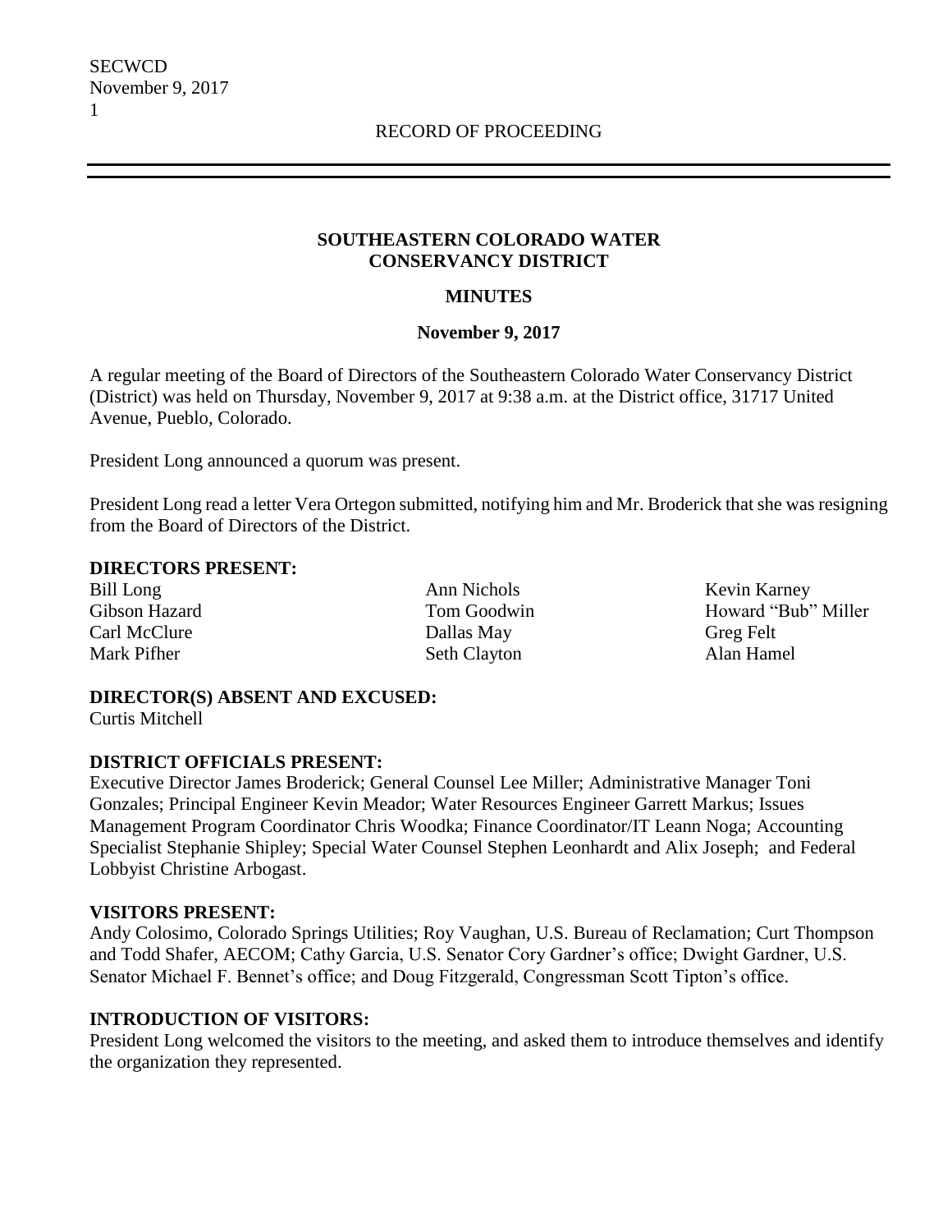RECORD OF PROCEEDING

**SOUTHEASTERN COLORADO WATER CONSERVANCY DISTRICT**

**MINUTES**

**November 9, 2017**

A regular meeting of the Board of Directors of the Southeastern Colorado Water Conservancy District (District) was held on Thursday, November 9, 2017 at 9:38 a.m. at the District office, 31717 United Avenue, Pueblo, Colorado.

President Long announced a quorum was present.

President Long read a letter Vera Ortegon submitted, notifying him and Mr. Broderick that she was resigning from the Board of Directors of the District.

**DIRECTORS PRESENT:**

| | | |
|---|---|---|
| Bill Long | Ann Nichols | Kevin Karney |
| Gibson Hazard | Tom Goodwin | Howard "Bub" Miller |
| Carl McClure | Dallas May | Greg Felt |
| Mark Pifher | Seth Clayton | Alan Hamel |

**DIRECTOR(S) ABSENT AND EXCUSED:**
Curtis Mitchell

**DISTRICT OFFICIALS PRESENT:**
Executive Director James Broderick; General Counsel Lee Miller; Administrative Manager Toni Gonzales; Principal Engineer Kevin Meador; Water Resources Engineer Garrett Markus; Issues Management Program Coordinator Chris Woodka; Finance Coordinator/IT Leann Noga; Accounting Specialist Stephanie Shipley; Special Water Counsel Stephen Leonhardt and Alix Joseph; and Federal Lobbyist Christine Arbogast.

**VISITORS PRESENT:**
Andy Colosimo, Colorado Springs Utilities; Roy Vaughan, U.S. Bureau of Reclamation; Curt Thompson and Todd Shafer, AECOM; Cathy Garcia, U.S. Senator Cory Gardner's office; Dwight Gardner, U.S. Senator Michael F. Bennet's office; and Doug Fitzgerald, Congressman Scott Tipton's office.

**INTRODUCTION OF VISITORS:**
President Long welcomed the visitors to the meeting, and asked them to introduce themselves and identify the organization they represented.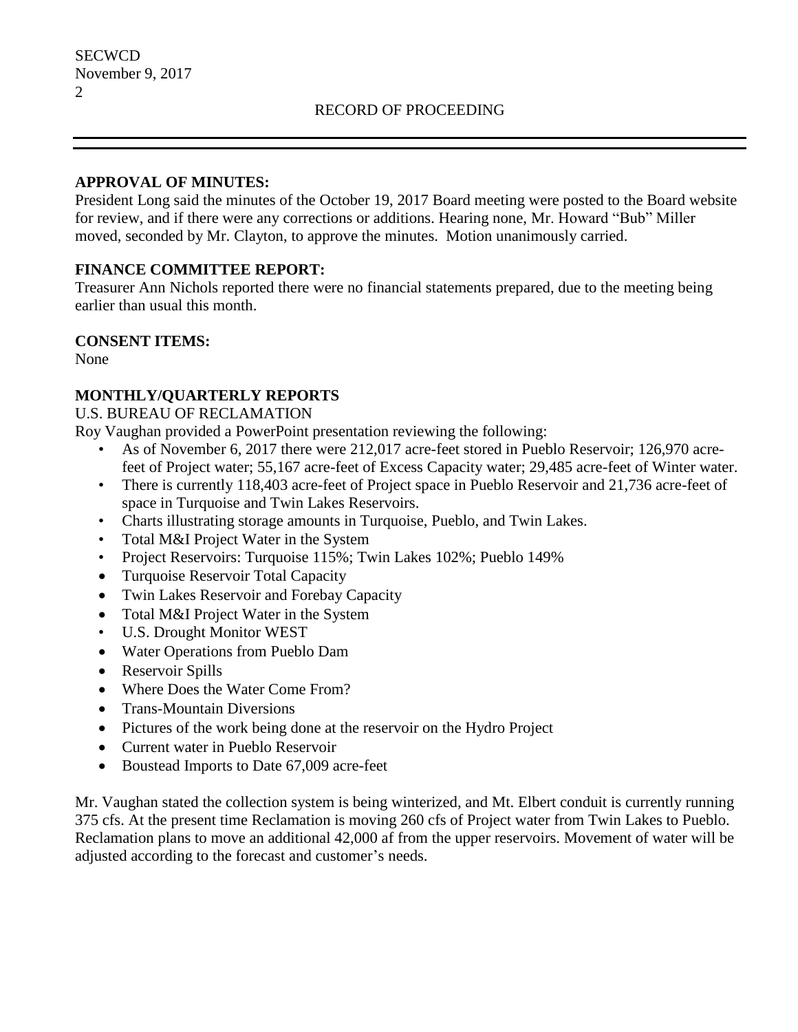RECORD OF PROCEEDING

**APPROVAL OF MINUTES:**

President Long said the minutes of the October 19, 2017 Board meeting were posted to the Board website for review, and if there were any corrections or additions. Hearing none, Mr. Howard "Bub" Miller moved, seconded by Mr. Clayton, to approve the minutes. Motion unanimously carried.

**FINANCE COMMITTEE REPORT:**

Treasurer Ann Nichols reported there were no financial statements prepared, due to the meeting being earlier than usual this month.

**CONSENT ITEMS:**

None

**MONTHLY/QUARTERLY REPORTS**

U.S. BUREAU OF RECLAMATION

Roy Vaughan provided a PowerPoint presentation reviewing the following:

- As of November 6, 2017 there were 212,017 acre-feet stored in Pueblo Reservoir; 126,970 acre-feet of Project water; 55,167 acre-feet of Excess Capacity water; 29,485 acre-feet of Winter water.
- There is currently 118,403 acre-feet of Project space in Pueblo Reservoir and 21,736 acre-feet of space in Turquoise and Twin Lakes Reservoirs.
- Charts illustrating storage amounts in Turquoise, Pueblo, and Twin Lakes.
- Total M&I Project Water in the System
- Project Reservoirs: Turquoise 115%; Twin Lakes 102%; Pueblo 149%
- Turquoise Reservoir Total Capacity
- Twin Lakes Reservoir and Forebay Capacity
- Total M&I Project Water in the System
- U.S. Drought Monitor WEST
- Water Operations from Pueblo Dam
- Reservoir Spills
- Where Does the Water Come From?
- Trans-Mountain Diversions
- Pictures of the work being done at the reservoir on the Hydro Project
- Current water in Pueblo Reservoir
- Boustead Imports to Date 67,009 acre-feet

Mr. Vaughan stated the collection system is being winterized, and Mt. Elbert conduit is currently running 375 cfs. At the present time Reclamation is moving 260 cfs of Project water from Twin Lakes to Pueblo. Reclamation plans to move an additional 42,000 af from the upper reservoirs. Movement of water will be adjusted according to the forecast and customer's needs.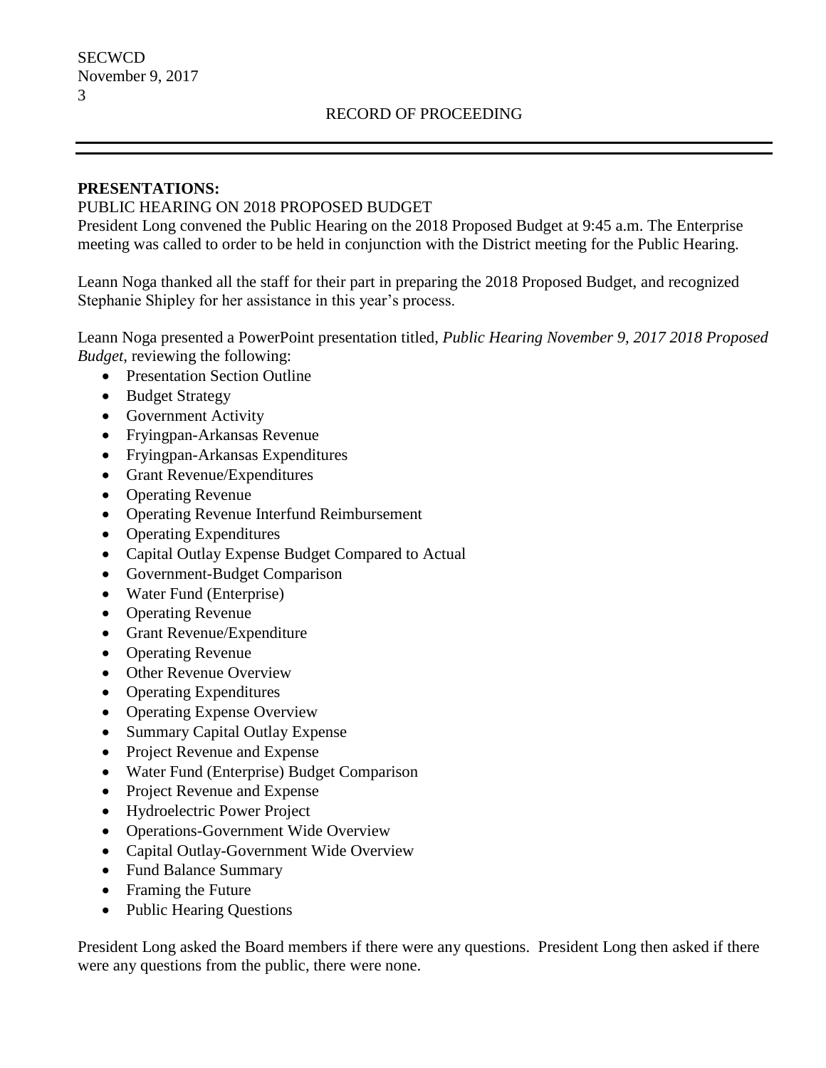**PRESENTATIONS:**

PUBLIC HEARING ON 2018 PROPOSED BUDGET

President Long convened the Public Hearing on the 2018 Proposed Budget at 9:45 a.m. The Enterprise meeting was called to order to be held in conjunction with the District meeting for the Public Hearing.

Leann Noga thanked all the staff for their part in preparing the 2018 Proposed Budget, and recognized Stephanie Shipley for her assistance in this year's process.

Leann Noga presented a PowerPoint presentation titled, *Public Hearing November 9, 2017 2018 Proposed Budget*, reviewing the following:

- Presentation Section Outline
- Budget Strategy
- Government Activity
- Fryingpan-Arkansas Revenue
- Fryingpan-Arkansas Expenditures
- Grant Revenue/Expenditures
- Operating Revenue
- Operating Revenue Interfund Reimbursement
- Operating Expenditures
- Capital Outlay Expense Budget Compared to Actual
- Government-Budget Comparison
- Water Fund (Enterprise)
- Operating Revenue
- Grant Revenue/Expenditure
- Operating Revenue
- Other Revenue Overview
- Operating Expenditures
- Operating Expense Overview
- Summary Capital Outlay Expense
- Project Revenue and Expense
- Water Fund (Enterprise) Budget Comparison
- Project Revenue and Expense
- Hydroelectric Power Project
- Operations-Government Wide Overview
- Capital Outlay-Government Wide Overview
- Fund Balance Summary
- Framing the Future
- Public Hearing Questions

President Long asked the Board members if there were any questions. President Long then asked if there were any questions from the public, there were none.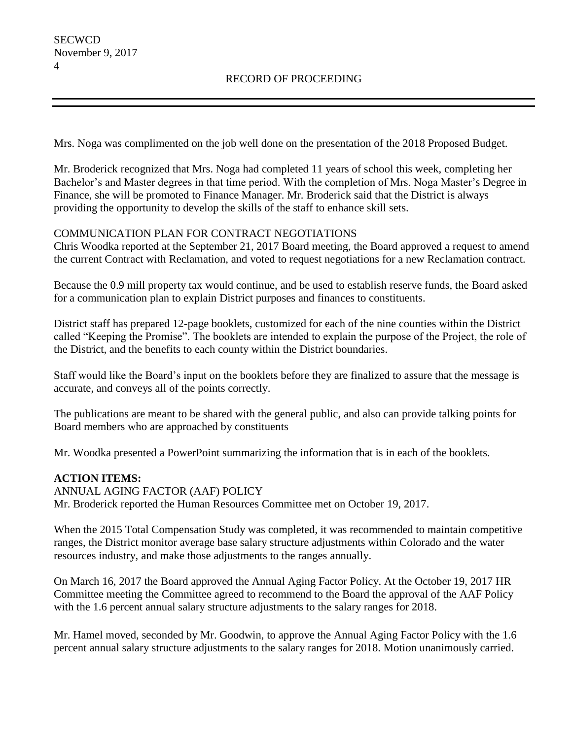Mrs. Noga was complimented on the job well done on the presentation of the 2018 Proposed Budget.

Mr. Broderick recognized that Mrs. Noga had completed 11 years of school this week, completing her Bachelor's and Master degrees in that time period. With the completion of Mrs. Noga Master's Degree in Finance, she will be promoted to Finance Manager. Mr. Broderick said that the District is always providing the opportunity to develop the skills of the staff to enhance skill sets.

COMMUNICATION PLAN FOR CONTRACT NEGOTIATIONS

Chris Woodka reported at the September 21, 2017 Board meeting, the Board approved a request to amend the current Contract with Reclamation, and voted to request negotiations for a new Reclamation contract.

Because the 0.9 mill property tax would continue, and be used to establish reserve funds, the Board asked for a communication plan to explain District purposes and finances to constituents.

District staff has prepared 12-page booklets, customized for each of the nine counties within the District called "Keeping the Promise". The booklets are intended to explain the purpose of the Project, the role of the District, and the benefits to each county within the District boundaries.

Staff would like the Board's input on the booklets before they are finalized to assure that the message is accurate, and conveys all of the points correctly.

The publications are meant to be shared with the general public, and also can provide talking points for Board members who are approached by constituents

Mr. Woodka presented a PowerPoint summarizing the information that is in each of the booklets.

**ACTION ITEMS:**

ANNUAL AGING FACTOR (AAF) POLICY

Mr. Broderick reported the Human Resources Committee met on October 19, 2017.

When the 2015 Total Compensation Study was completed, it was recommended to maintain competitive ranges, the District monitor average base salary structure adjustments within Colorado and the water resources industry, and make those adjustments to the ranges annually.

On March 16, 2017 the Board approved the Annual Aging Factor Policy. At the October 19, 2017 HR Committee meeting the Committee agreed to recommend to the Board the approval of the AAF Policy with the 1.6 percent annual salary structure adjustments to the salary ranges for 2018.

Mr. Hamel moved, seconded by Mr. Goodwin, to approve the Annual Aging Factor Policy with the 1.6 percent annual salary structure adjustments to the salary ranges for 2018. Motion unanimously carried.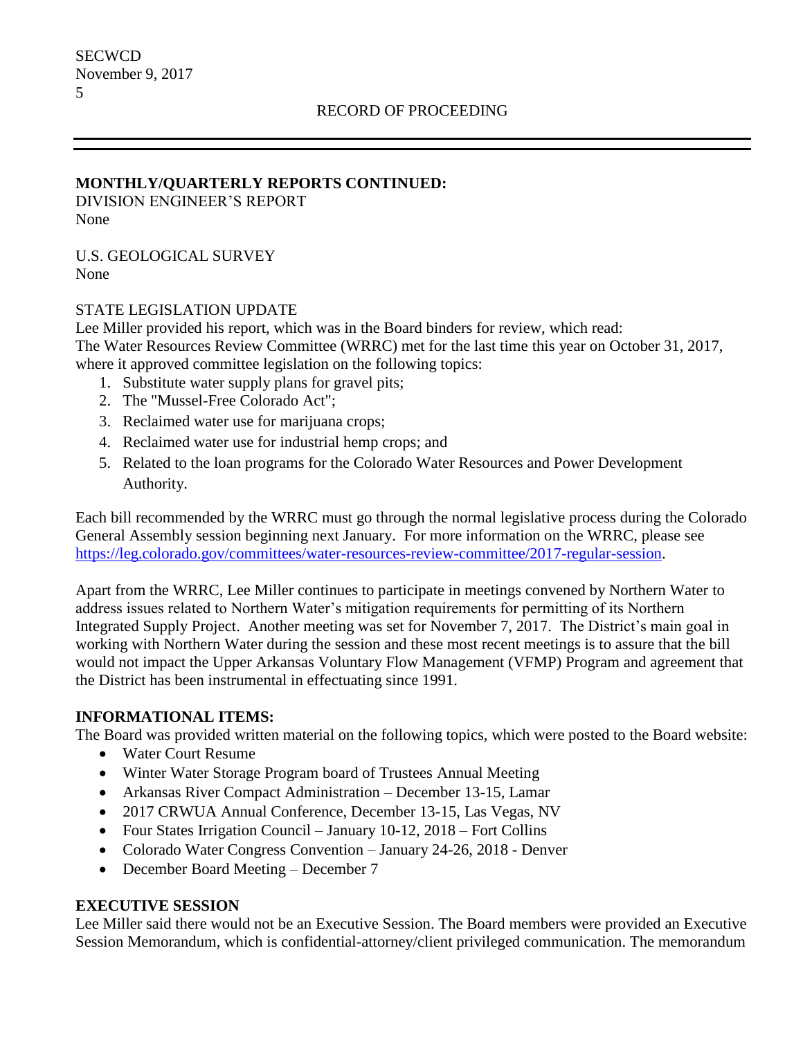**MONTHLY/QUARTERLY REPORTS CONTINUED:**
DIVISION ENGINEER'S REPORT
None

U.S. GEOLOGICAL SURVEY
None

STATE LEGISLATION UPDATE
Lee Miller provided his report, which was in the Board binders for review, which read:
The Water Resources Review Committee (WRRC) met for the last time this year on October 31, 2017, where it approved committee legislation on the following topics:

1. Substitute water supply plans for gravel pits;
2. The "Mussel-Free Colorado Act";
3. Reclaimed water use for marijuana crops;
4. Reclaimed water use for industrial hemp crops; and
5. Related to the loan programs for the Colorado Water Resources and Power Development Authority.

Each bill recommended by the WRRC must go through the normal legislative process during the Colorado General Assembly session beginning next January. For more information on the WRRC, please see https://leg.colorado.gov/committees/water-resources-review-committee/2017-regular-session.

Apart from the WRRC, Lee Miller continues to participate in meetings convened by Northern Water to address issues related to Northern Water's mitigation requirements for permitting of its Northern Integrated Supply Project. Another meeting was set for November 7, 2017. The District's main goal in working with Northern Water during the session and these most recent meetings is to assure that the bill would not impact the Upper Arkansas Voluntary Flow Management (VFMP) Program and agreement that the District has been instrumental in effectuating since 1991.

**INFORMATIONAL ITEMS:**
The Board was provided written material on the following topics, which were posted to the Board website:

- Water Court Resume
- Winter Water Storage Program board of Trustees Annual Meeting
- Arkansas River Compact Administration – December 13-15, Lamar
- 2017 CRWUA Annual Conference, December 13-15, Las Vegas, NV
- Four States Irrigation Council – January 10-12, 2018 – Fort Collins
- Colorado Water Congress Convention – January 24-26, 2018 - Denver
- December Board Meeting – December 7

**EXECUTIVE SESSION**
Lee Miller said there would not be an Executive Session. The Board members were provided an Executive Session Memorandum, which is confidential-attorney/client privileged communication. The memorandum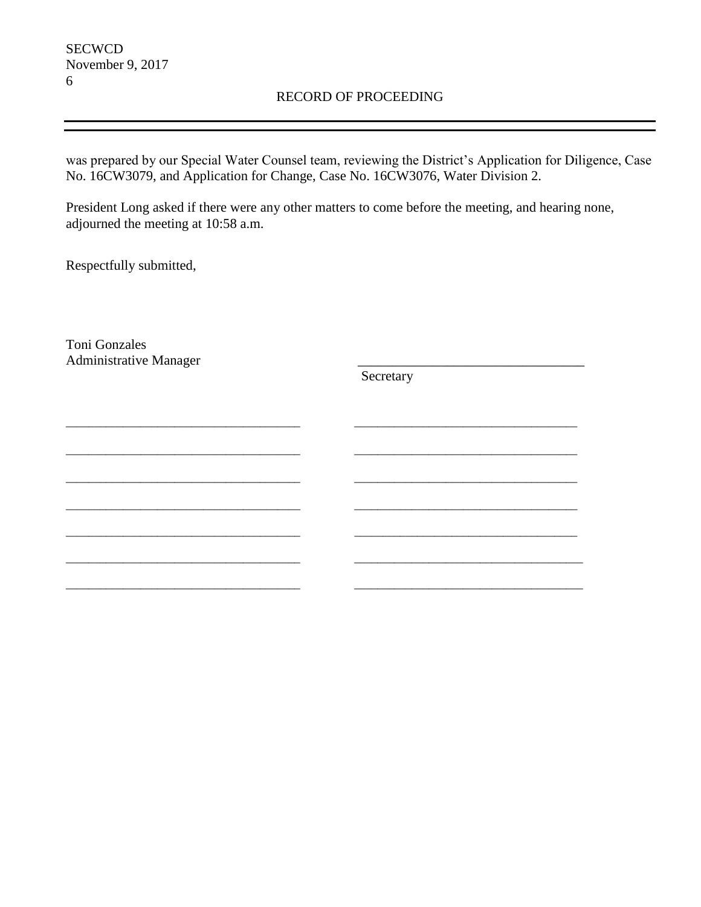was prepared by our Special Water Counsel team, reviewing the District's Application for Diligence, Case No. 16CW3079, and Application for Change, Case No. 16CW3076, Water Division 2.

President Long asked if there were any other matters to come before the meeting, and hearing none, adjourned the meeting at 10:58 a.m.

Respectfully submitted,

Toni Gonzales
Administrative Manager

\_\_\_\_\_\_\_\_\_\_\_\_\_\_\_\_\_\_\_\_\_\_\_\_\_\_\_\_\_\_\_\_\_\_
Secretary

| | |
|---|---|
| \_\_\_\_\_\_\_\_\_\_\_\_\_\_\_\_\_\_\_\_\_\_\_\_\_\_\_\_\_\_\_\_\_\_ | \_\_\_\_\_\_\_\_\_\_\_\_\_\_\_\_\_\_\_\_\_\_\_\_\_\_\_\_\_\_\_\_\_\_ |
| \_\_\_\_\_\_\_\_\_\_\_\_\_\_\_\_\_\_\_\_\_\_\_\_\_\_\_\_\_\_\_\_\_\_ | \_\_\_\_\_\_\_\_\_\_\_\_\_\_\_\_\_\_\_\_\_\_\_\_\_\_\_\_\_\_\_\_\_\_ |
| \_\_\_\_\_\_\_\_\_\_\_\_\_\_\_\_\_\_\_\_\_\_\_\_\_\_\_\_\_\_\_\_\_\_ | \_\_\_\_\_\_\_\_\_\_\_\_\_\_\_\_\_\_\_\_\_\_\_\_\_\_\_\_\_\_\_\_\_\_ |
| \_\_\_\_\_\_\_\_\_\_\_\_\_\_\_\_\_\_\_\_\_\_\_\_\_\_\_\_\_\_\_\_\_\_ | \_\_\_\_\_\_\_\_\_\_\_\_\_\_\_\_\_\_\_\_\_\_\_\_\_\_\_\_\_\_\_\_\_\_ |
| \_\_\_\_\_\_\_\_\_\_\_\_\_\_\_\_\_\_\_\_\_\_\_\_\_\_\_\_\_\_\_\_\_\_ | \_\_\_\_\_\_\_\_\_\_\_\_\_\_\_\_\_\_\_\_\_\_\_\_\_\_\_\_\_\_\_\_\_\_ |
| \_\_\_\_\_\_\_\_\_\_\_\_\_\_\_\_\_\_\_\_\_\_\_\_\_\_\_\_\_\_\_\_\_\_ | \_\_\_\_\_\_\_\_\_\_\_\_\_\_\_\_\_\_\_\_\_\_\_\_\_\_\_\_\_\_\_\_\_\_ |
| \_\_\_\_\_\_\_\_\_\_\_\_\_\_\_\_\_\_\_\_\_\_\_\_\_\_\_\_\_\_\_\_\_\_ | \_\_\_\_\_\_\_\_\_\_\_\_\_\_\_\_\_\_\_\_\_\_\_\_\_\_\_\_\_\_\_\_\_\_ |